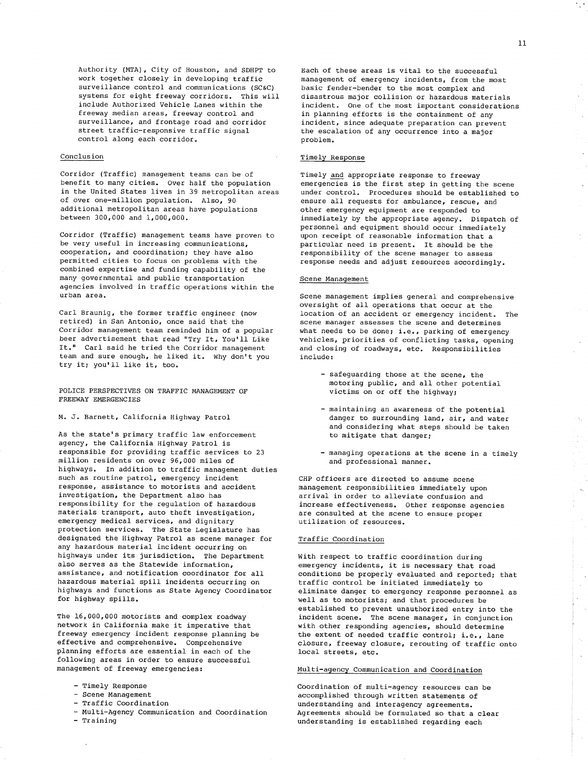Authority (MTA), City of Houston, and SDHPT to work together closely in developing traffic surveillance control and communications (SC&C) systems for eight freeway corridors. This will include Authorized Vehicle Lanes within the freeway median areas, freeway control and surveillance, and frontage road and corridor street traffic-responsive traffic signal control along each corridor.

## Conclusion

Corridor (Traffic) management teams can be of benefit to many cities. Over half the population in the United States lives in 39 metropolitan areas of over one-million population. Also, 90 additional metropolitan areas have populations between 300,000 and 1,000,000.

Corridor (Traffic) management teams have proven to be very useful in increasing communications, cooperation, and coordination; they have also permitted cities to focus on problems with the combined expertise and funding capability of the many governmental and public transportation agencies involved in traffic operations within the urban area.

Carl Braunig, the former traffic engineer (now retired) in San Antonio, once said that the Corridor management team reminded him of a popular beer advertisement that read "Try It, You'll Like It." Carl said he tried the Corridor management team and sure enough, he liked it. Why don't you try it; you'll like it, too.

# POLICE PERSPECTIVES ON TRAFFIC MANAGEMENT OF FREEWAY EMERGENCIES

M. J. Barnett, California Highway Patrol

As the state's primary traffic law enforcement agency, the California Highway Patrol is responsible for providing traffic services to 23 million residents on over 96,000 miles of highways. In addition to traffic management duties such as routine patrol, emergency incident response, assistance to motorists and accident investigation, the Department also has responsibility for the regulation of hazardous materials transport, auto theft investigation, emergency medical services, and dignitary protection services. The State Legislature has designated the Highway Patrol as scene manager for any hazardous material incident occurring on highways under its jurisdiction. The Department also serves as the Statewide information, assistance, and notification coordinator for all hazardous material spill incidents occurring on highways and functions as State Agency Coordinator for highway spills.

The 16,000,000 motorists and complex roadway network in California make it imperative that freeway emergency incident response planning be effective and comprehensive. Comprehensive planning efforts are essential in each of the following areas in order to ensure successful management of freeway emergencies:

- Timely Response
- Scene Management
- Traffic Coordination
- Multi-Agency Communication and Coordination
- Training

Each of these areas is vital to the successful management of emergency incidents, from the most basic fender-bender to the most complex and disastrous major collision or hazardous materials incident. One of the most important considerations in planning efforts is the containment of any incident, since adequate preparation can prevent the escalation of any occurrence into a major problem.

## Timely Response

Timely and appropriate response to freeway emergencies is the first step in getting the scene under control. Procedures should be established to ensure all requests for ambulance, rescue, and other emergency equipment are responded to immediately by the appropriate agency. Dispatch of personnel and equipment should occur immediately upon receipt of reasonable information that a particular need is present. It should be the responsibility of the scene manager to assess response needs and adjust resources accordingly.

## Scene Management

Scene management implies general and comprehensive oversight of all operations that occur at the location of an accident or emergency incident. The scene manager assesses the scene and determines what needs to be done; i.e., parking of emergency vehicles, priorities of conflicting tasks, opening and closing of roadways, etc. Responsibilities include:

- safeguarding those at the scene, the motoring public, and all other potential victims on or off the highway;
- maintaining an awareness of the potential danger to surrounding land, air, and water and considering what steps should be taken to mitigate that danger;
- managing operations at the scene in a timely and professional manner.

CHP officers are directed to assume scene management responsibilities immediately upon arrival in order to alleviate confusion and increase effectiveness. Other response agencies are consulted at the scene to ensure proper utilization of resources.

## Traffic Coordination

With respect to traffic coordination during emergency incidents, it is necessary that road conditions be properly evaluated and reported; that traffic control be initiated immediately to eliminate danger to emergency response personnel as well as to motorists; and that procedures be established to prevent unauthorized entry into the incident scene. The scene manager, in conjunction with other responding agencies, should determine the extent of needed traffic control; i.e., lane closure, freeway closure, rerouting of traffic onto local streets, etc.

## Multi-agency Communication and Coordination

Coordination of multi-agency resources can be accomplished through written statements of understanding and interagency agreements. Agreements should be formulated so that a clear understanding is established regarding each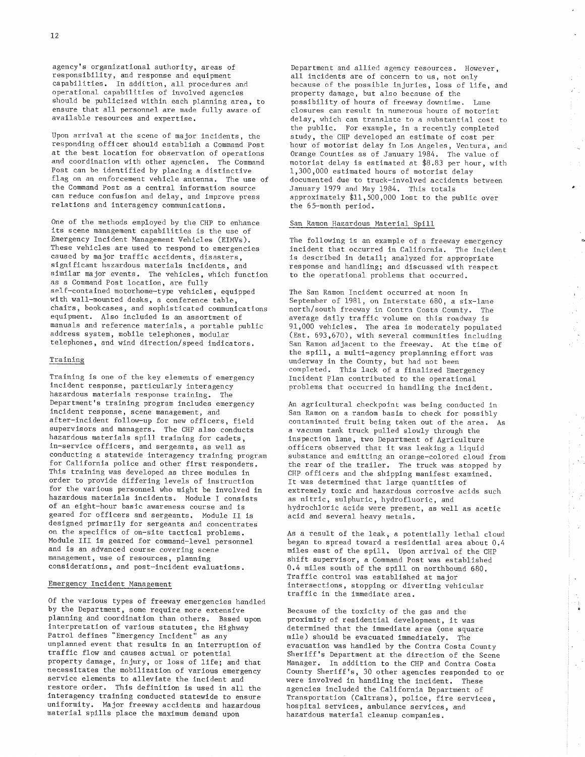agency's organizational authority, areas of responsibility, and response and equipment capabilities. In addition, all procedures and operational capabilities of involved agencies should be publicized within each planning area, to ensure that all personnel are made fully aware of available resources and expertise.

Upon arrival at the scene of major incidents, the responding officer should establish a Command Post at the best location for observation of operations and coordination with other agencies. The Command Post can be identified by placing a distinctive flag on an enforcement vehicle antenna. The use of the Command Post as a central information source can reduce confusion and delay, and improve press relations and interagency communications.

One of the methods employed by the CHP to enhance its scene management capabilities is the use of Emergency Incident Management Vehicles (EIMVs). These vehicles are used to respond to emergencies caused by major traffic accidents, disasters, significant hazardous materials incidents, and similar major events. The vehicles, which function as a Command Post location, are fully self-contained motorhome-type vehicles, equipped with wall-mounted desks, a conference table, chairs, bookcases, and sophisticated communications equipment. Also included is an assortment of manuals and reference materials, a portable public address system, mobile telephones, modular telephones, and wind direction/speed indicators.

## Training

Training is one of the key elements of emergency incident response, particularly interagency hazardous materials response training. The Department's training program includes emergency incident response, scene management, and after-incident follow-up for new officers, field supervisors and managers. The CHP also conducts hazardous materials spill training for cadets, in-service officers, and sergeants, as well as conducting a statewide interagency training program for California police and other first responders. This training was developed as three modules in order to provide differing levels of instruction for the various personnel who might be involved in hazardous materials incidents. Module I consists of an eight-hour basic awareness course and is geared for officers and sergeants. Module II is designed primarily for sergeants and concentrates on the specifics of on-site tactical problems. Module III is geared for command-level personnel and is an advanced course covering scene management, use of resources, planning considerations, and post-incident evaluations.

## Emergency Incident Management

Of the various types of freeway emergencies handled by the Department, some require more extensive planning and coordination than others. Based upon interpretation of various statutes, the Highway Patrol defines "Emergency Incident" as any unplanned event that results in an interruption of traffic flow and causes actual or potential property damage, injury, or loss of life; and that necessitates the mobilization of various emergency service elements to alleviate the incident and restore order. This definition is used in all the interagency training conducted statewide to ensure uniformity. Major freeway accidents and hazardous material spills place the maximum demand upon Department and allied agency resources. However, all incidents are of concern to us, not only because of the possible injuries, loss of life, and property damage, but also because of the possibility of hours of freeway downtime. Lane closures can result in numerous hours of motorist delay, which can translate to a substantial cost to the public. For example, in a recently completed study, the CHP developed an estimate of cost per hour of motorist delay in Los Angeles, Ventura, and Orange Counties as of January 1984. The value of motorist delay is estimated at $8.83 per hour, with 1,300,000 estimated hours of motorist delay documented due to truck-involved accidents between January 1979 and May 1984. This totals approximately $11,500,000 lost to the public over the 65-month period.

## San Ramon Hazardous Material Spill

The following is an example of a freeway emergency incident that occurred in California. The incident is described in detail; analyzed for appropriate response and handling; and discussed with respect to the operational problems that occurred.

The San Ramon Incident occurred at noon in September of 1981, on Interstate 680, a six-lane north/south freeway in Contra Costa County. The average daily traffic volume on this roadway is 91,000 vehicles. The area is moderately populated (Est. 693,670), with several communities including San Ramon adjacent to the freeway. At the time of the spill, a multi-agency preplanning effort was underway in the County, but had not been completed. This lack of a finalized Emergency Incident Plan contributed to the operational problems that occurred in handling the incident.

An agricultural checkpoint was being conducted in San Ramon on a random basis to check for possibly contaminated fruit being taken out of the area. As a vacuum tank truck pulled slowly through the inspection lane, two Department of Agriculture officers observed that it was leaking a liquid substance and emitting an orange-colored cloud from the rear of the trailer. The truck was stopped by CHP officers and the shipping manifest examined. It was determined that large quantities of extremely toxic and hazardous corrosive acids such as nitric, sulphuric, hydrofluoric, and hydrochloric acids were present, as well as acetic acid and several heavy metals.

As a result of the leak, a potentially lethal cloud began to spread toward a residential area about 0.4 miles east of the spill. Upon arrival of the CHP shift supervisor, a Command Post was established 0.4 miles south of the spill on northbound 680. Traffic control was established at major intersections, stopping or diverting vehicular traffic in the immediate area.

Because of the toxicity of the gas and the proximity of residential development, it was determined that the immediate area (one square mile) should be evacuated immediately. The evacuation was handled by the Contra Costa County Sheriff's Department at the direction of the Scene Manager. In addition to the CHP and Contra Costa County Sheriff's, 30 other agencies responded to or were involved in handling the incident. These agencies included the California Department of Transportation (Caltrans), police, fire services, hospital services, ambulance services, and hazardous material cleanup companies.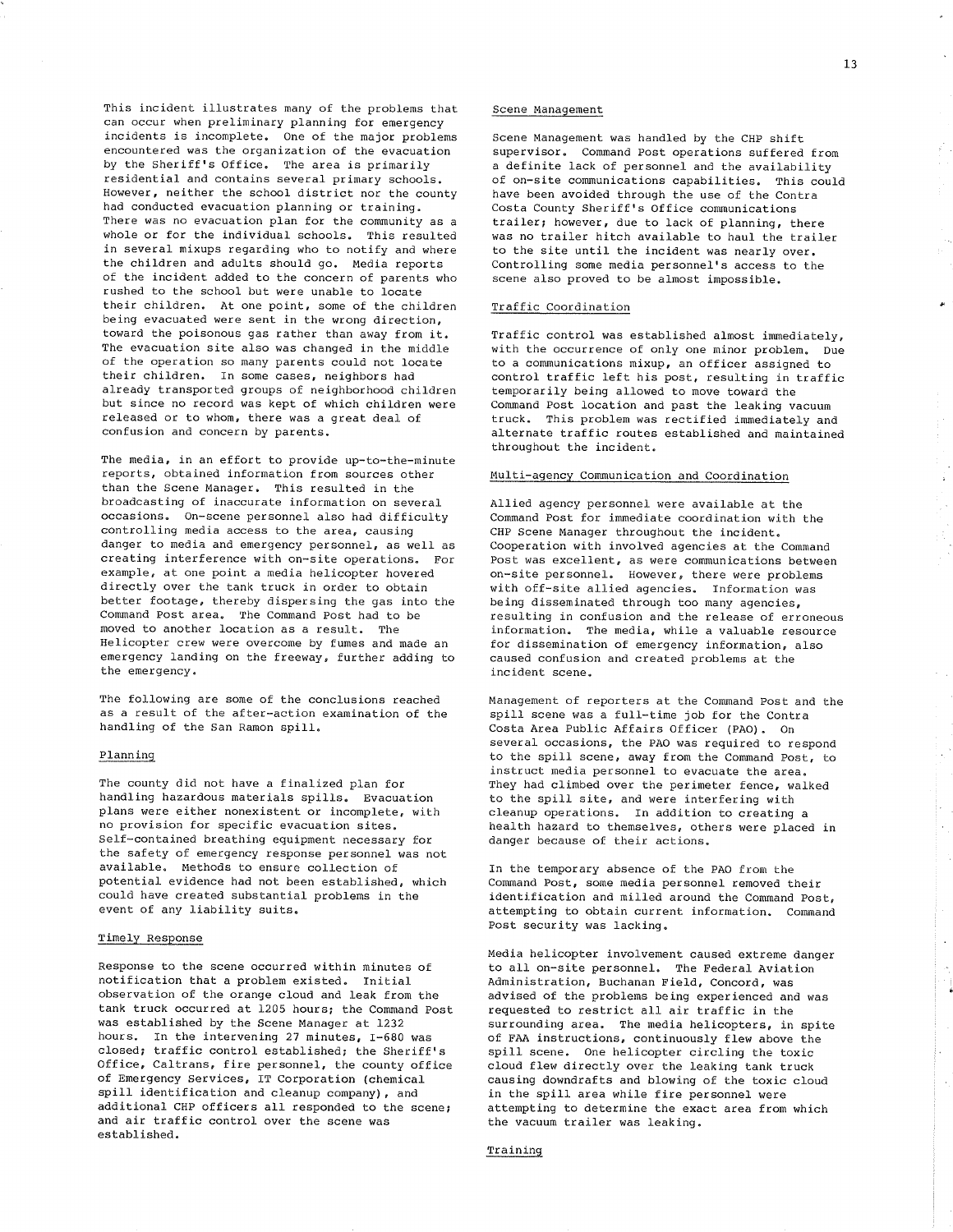This incident illustrates many of the problems that can occur when preliminary planning for emergency incidents is incomplete. One of the major problems encountered was the organization of the evacuation by the Sheriff's Office. The area is primarily residential and contains several primary schools. However, neither the school district nor the county had conducted evacuation planning or training. There was no evacuation plan for the community as a whole or for the individual schools. This resulted in several mixups regarding who to notify and where the children and adults should go. Media reports of the incident added to the concern of parents who rushed to the school but were unable to locate their children. At one point, some of the children being evacuated were sent in the wrong direction, toward the poisonous gas rather than away from it. The evacuation site also was changed in the middle of the operation so many parents could not locate their children. In some cases, neighbors had already transported groups of neighborhood children but since no record was kept of which children were released or to whom, there was a great deal of confusion and concern by parents.

The media, in an effort to provide up-to-the-minute reports, obtained information from sources other than the Scene Manager. This resulted in the broadcasting of inaccurate information on several occasions. On-scene personnel also had difficulty controlling media access to the area, causing danger to media and emergency personnel, as well as creating interference with on-site operations. For example, at one point a media helicopter hovered directly over the tank truck in order to obtain better footage, thereby dispersing the gas into the Command Post area. The Command Post had to be moved to another location as a result. The Helicopter crew were overcome by fumes and made an emergency landing on the freeway, further adding to the emergency.

The following are some of the conclusions reached as a result of the after-action examination of the handling of the San Ramon spill.

## Planning

The county did not have a finalized plan for handling hazardous materials spills. Evacuation plans were either nonexistent or incomplete, with no provision for specific evacuation sites. Self-contained breathing equipment necessary for the safety of emergency response personnel was not available. Methods to ensure collection of potential evidence had not been established, which could have created substantial problems in the event of any liability suits.

## Timely Response

Response to the scene occurred within minutes of notification that a problem existed. Initial observation of the orange cloud and leak from the tank truck occurred at 1205 hours; the Command Post was established by the Scene Manager at 1232 hours. In the intervening 27 minutes, I-680 was closed; traffic control established; the Sheriff's Office, Caltrans, fire personnel, the county office of Emergency Services, IT Corporation (chemical spill identification and cleanup company), and additional CHP officers all responded to the scene; and air traffic control over the scene was established.

## Scene Management

Scene Management was handled by the CHP shift supervisor. Command Post operations suffered from a definite lack of personnel and the availability of on-site communications capabilities. This could have been avoided through the use of the Contra Costa County Sheriff's Office communications trailer; however, due to lack of planning, there was no trailer hitch available to haul the trailer to the site until the incident was nearly over. Controlling some media personnel's access to the scene also proved to be almost impossible.

## Traffic Coordination

Traffic control was established almost immediately, with the occurrence of only one minor problem. Due to a communications mixup, an officer assigned to control traffic left his post, resulting in traffic temporarily being allowed to move toward the Command Post location and past the leaking vacuum truck. This problem was rectified immediately and alternate traffic routes established and maintained throughout the incident.

## Multi-agency Communication and Coordination

Allied agency personnel were available at the Command Post for immediate coordination with the CHP Scene Manager throughout the incident. Cooperation with involved agencies at the Command Post was excellent, as were communications between on-site personnel. However, there were problems with off-site allied agencies. Information was being disseminated through too many agencies, resulting in confusion and the release of erroneous information. The media, while a valuable resource for dissemination of emergency information, also caused confusion and created problems at the incident scene.

Management of reporters at the Command Post and the spill scene was a full-time job for the Contra Costa Area Public Affairs Officer (PAO). On several occasions, the PAO was required to respond to the spill scene, away from the Command Post, to instruct media personnel to evacuate the area. They had climbed over the perimeter fence, walked to the spill site, and were interfering with cleanup operations. In addition to creating a health hazard to themselves, others were placed in danger because of their actions.

In the temporary absence of the PAO from the Command Post, some media personnel removed their identification and milled around the Command Post, attempting to obtain current information. Command Post security was lacking.

Media helicopter involvement caused extreme danger to all on-site personnel. The Federal Aviation Administration, Buchanan Field, Concord, was advised of the problems being experienced and was requested to restrict all air traffic in the surrounding area. The media helicopters, in spite of FAA instructions, continuously flew above the spill scene. One helicopter circling the toxic cloud flew directly over the leaking tank truck causing downdrafts and blowing of the toxic cloud in the spill area while fire personnel were attempting to determine the exact area from which the vacuum trailer was leaking.

## Training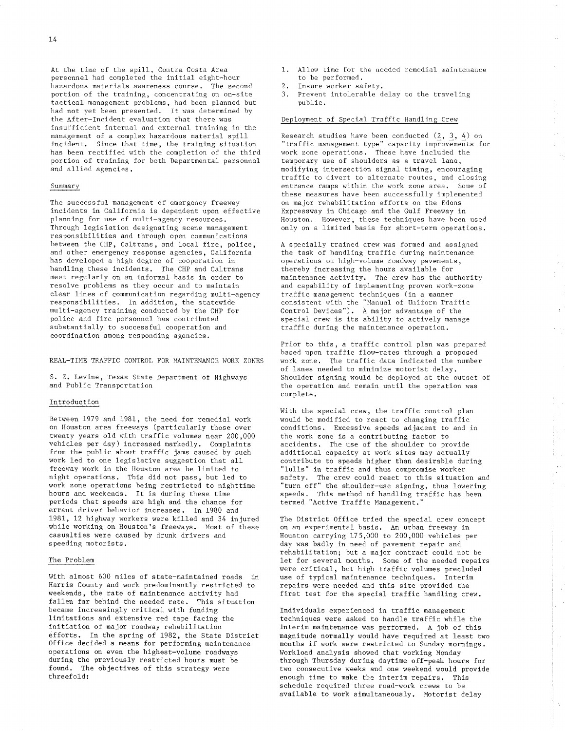At the time of the spill, Contra Costa Area personnel had completed the initial eight-hour hazardous materials awareness course. The second portion of the training, concentrating on on-site tactical management problems, had been planned but had not yet been presented. It was determined by the After-Incident evaluation that there was insufficient internal and external training in the management of a complex hazardous material spill incident. Since that time, the training situation has been rectified with the completion of the third portion of training for both Departmental personnel and allied agencies.

### Summary

The successful management of emergency freeway incidents in California is dependent upon effective planning for use of multi-agency resources. Through legislation designating scene management responsibilities and through open communications between the CHP, Caltrans, and local fire, police, and other emergency response agencies, California has developed a high degree of cooperation in handling these incidents. The CHP and Caltrans meet regularly on an informal basis in order to resolve problems as they occur and to maintain clear lines of communication regarding multi-agency responsibilities. In addition, the statewide multi-agency training conducted by the CHP for police and fire personnel has contributed substantially to successful cooperation and coordination among responding agencies.

## REAL-TIME TRAFFIC CONTROL FOR MAINTENANCE WORK ZONES

S. Z. Levine, Texas State Department of Highways and Public Transportation

### Introduction

Between 1979 and 1981, the need for remedial work on Houston area freeways (particularly those over twenty years old with traffic volumes near 200,000 vehicles per day) increased markedly. Complaints from the public about traffic jams caused by such work led to one legislative suggestion that all freeway work in the Houston area be limited to night operations. This did not pass, but led to work zone operations being restricted to nighttime hours and weekends. It is during these time periods that speeds are high and the chance for errant driver behavior increases. In 1980 and 1981, 12 highway workers were killed and 34 injured while working on Houston's freeways. Most of these casualties were caused by drunk drivers and speeding motorists.

### The Problem

With almost 600 miles of state-maintained roads in Harris County and work predominantly restricted to weekends, the rate of maintenance activity had fallen far behind the needed rate. This situation became increasingly critical with funding limitations and extensive red tape facing the initiation of major roadway rehabilitation efforts. In the spring of 1982, the State District Office decided a means for performing maintenance operations on even the highest-volume roadways during the previously restricted hours must be found. The objectives of this strategy were threefold:

1. Allow time for the needed remedial maintenance to be performed.
2. Insure worker safety.
3. Prevent intolerable delay to the traveling public.

### Deployment of Special Traffic Handling Crew

Research studies have been conducted (2, 3, 4) on "traffic management type" capacity improvements for work zone operations. These have included the temporary use of shoulders as a travel lane, modifying intersection signal timing, encouraging traffic to divert to alternate routes, and closing entrance ramps within the work zone area. Some of these measures have been successfully implemented on major rehabilitation efforts on the Edens Expressway in Chicago and the Gulf Freeway in Houston. However, these techniques have been used only on a limited basis for short-term operations.

A specially trained crew was formed and assigned the task of handling traffic during maintenance operations on high-volume roadway pavements, thereby increasing the hours available for maintenance activity. The crew has the authority and capability of implementing proven work-zone traffic management techniques (in a manner consistent with the "Manual of Uniform Traffic Control Devices"). A major advantage of the special crew is its ability to actively manage traffic during the maintenance operation.

Prior to this, a traffic control plan was prepared based upon traffic flow-rates through a proposed work zone. The traffic data indicated the number of lanes needed to minimize motorist delay. Shoulder signing would be deployed at the outset of the operation and remain until the operation was complete.

With the special crew, the traffic control plan would be modified to react to changing traffic conditions. Excessive speeds adjacent to and in the work zone is a contributing factor to accidents. The use of the shoulder to provide additional capacity at work sites may actually contribute to speeds higher than desirable during "lulls" in traffic and thus compromise worker safety. The crew could react to this situation and "turn off" the shoulder-use signing, thus lowering speeds. This method of handling traffic has been termed "Active Traffic Management."

The District Office tried the special crew concept on an experimental basis. An urban freeway in Houston carrying 175,000 to 200,000 vehicles per day was badly in need of pavement repair and rehabilitation; but a major contract could not be let for several months. Some of the needed repairs were critical, but high traffic volumes precluded use of typical maintenance techniques. Interim repairs were needed and this site provided the first test for the special traffic handling crew.

Individuals experienced in traffic management techniques were asked to handle traffic while the interim maintenance was performed. A job of this magnitude normally would have required at least two months if work were restricted to Sunday mornings. Workload analysis showed that working Monday through Thursday during daytime off-peak hours for two consecutive weeks and one weekend would provide enough time to make the interim repairs. This schedule required three road-work crews to be available to work simultaneously. Motorist delay